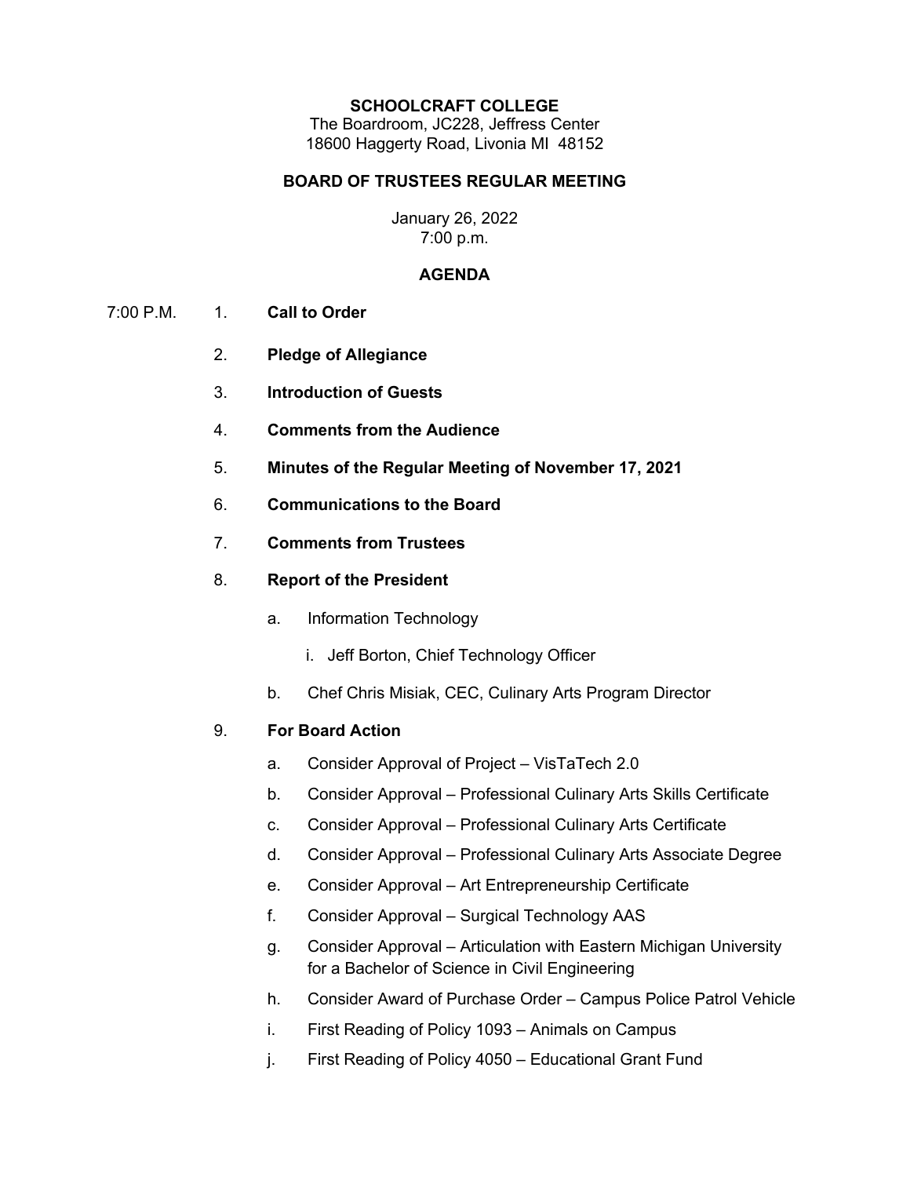**SCHOOLCRAFT COLLEGE**
The Boardroom, JC228, Jeffress Center
18600 Haggerty Road, Livonia MI 48152

**BOARD OF TRUSTEES REGULAR MEETING**

January 26, 2022
7:00 p.m.

**AGENDA**

7:00 P.M.

1. **Call to Order**
2. **Pledge of Allegiance**
3. **Introduction of Guests**
4. **Comments from the Audience**
5. **Minutes of the Regular Meeting of November 17, 2021**
6. **Communications to the Board**
7. **Comments from Trustees**
8. **Report of the President**
   a. Information Technology
      i. Jeff Borton, Chief Technology Officer
   b. Chef Chris Misiak, CEC, Culinary Arts Program Director
9. **For Board Action**
   a. Consider Approval of Project – VisTaTech 2.0
   b. Consider Approval – Professional Culinary Arts Skills Certificate
   c. Consider Approval – Professional Culinary Arts Certificate
   d. Consider Approval – Professional Culinary Arts Associate Degree
   e. Consider Approval – Art Entrepreneurship Certificate
   f. Consider Approval – Surgical Technology AAS
   g. Consider Approval – Articulation with Eastern Michigan University for a Bachelor of Science in Civil Engineering
   h. Consider Award of Purchase Order – Campus Police Patrol Vehicle
   i. First Reading of Policy 1093 – Animals on Campus
   j. First Reading of Policy 4050 – Educational Grant Fund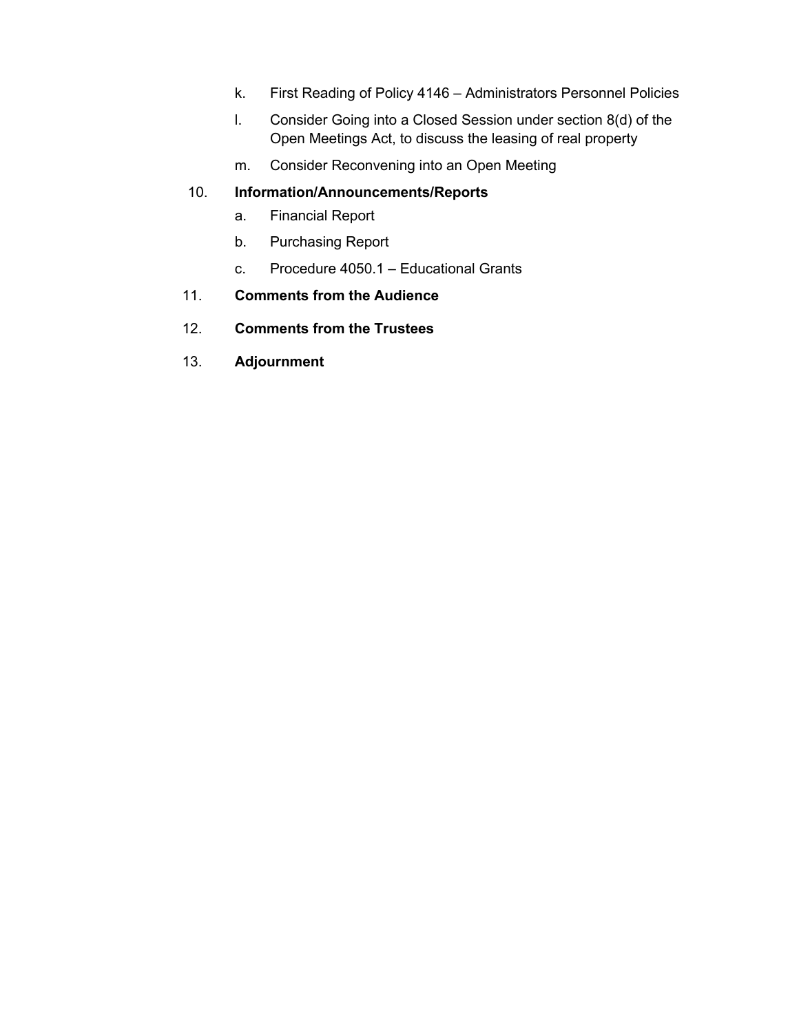k. First Reading of Policy 4146 – Administrators Personnel Policies

l. Consider Going into a Closed Session under section 8(d) of the Open Meetings Act, to discuss the leasing of real property

m. Consider Reconvening into an Open Meeting

10. **Information/Announcements/Reports**

    a. Financial Report

    b. Purchasing Report

    c. Procedure 4050.1 – Educational Grants

11. **Comments from the Audience**

12. **Comments from the Trustees**

13. **Adjournment**